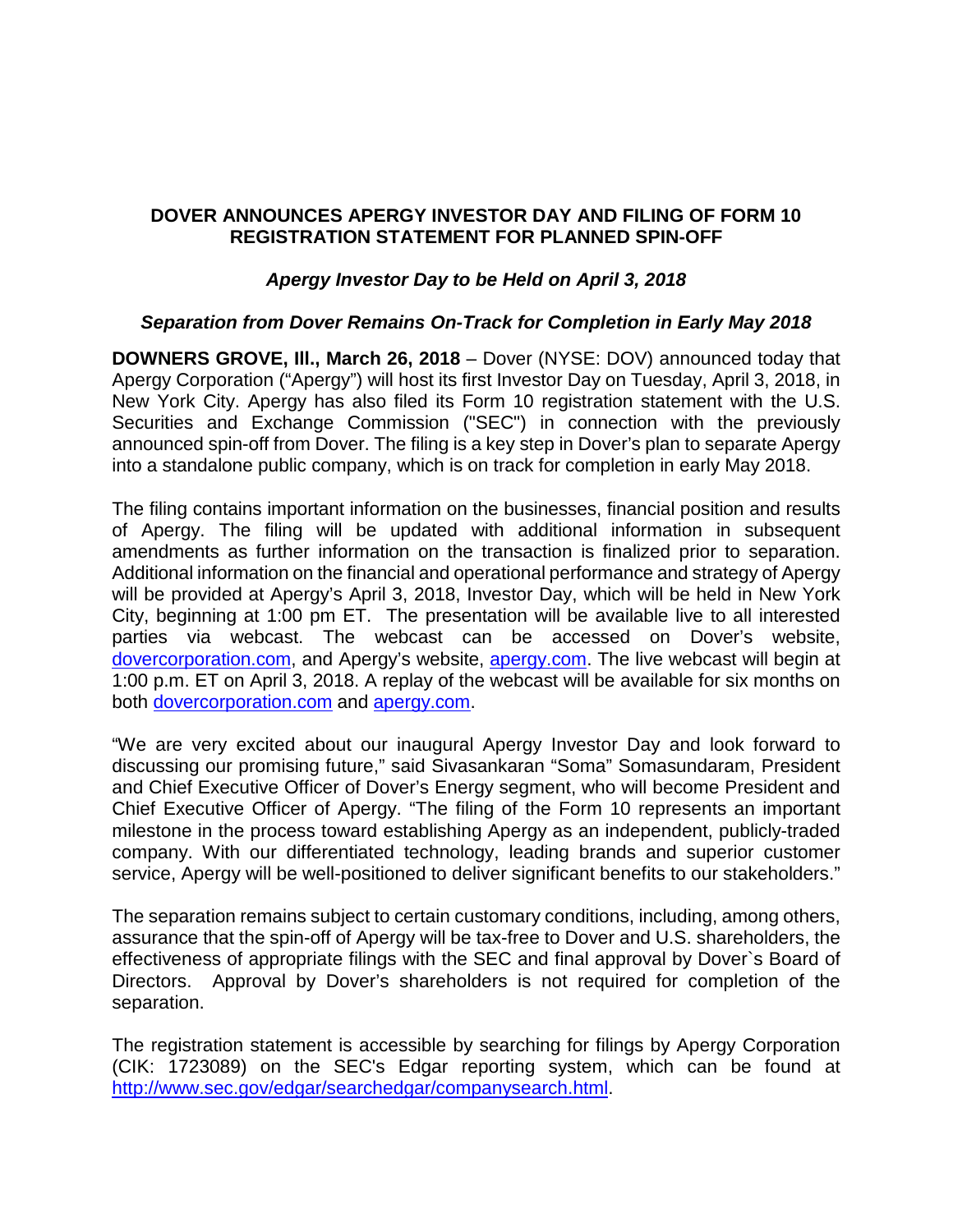# DOVER ANNOUNCES APERGY INVESTOR DAY AND FILING OF FORM 10 REGISTRATION STATEMENT FOR PLANNED SPIN-OFF

### *Apergy Investor Day to be Held on April 3, 2018*

### *Separation from Dover Remains On-Track for Completion in Early May 2018*

**DOWNERS GROVE, Ill., March 26, 2018** – Dover (NYSE: DOV) announced today that Apergy Corporation ("Apergy") will host its first Investor Day on Tuesday, April 3, 2018, in New York City. Apergy has also filed its Form 10 registration statement with the U.S. Securities and Exchange Commission ("SEC") in connection with the previously announced spin-off from Dover. The filing is a key step in Dover's plan to separate Apergy into a standalone public company, which is on track for completion in early May 2018.

The filing contains important information on the businesses, financial position and results of Apergy. The filing will be updated with additional information in subsequent amendments as further information on the transaction is finalized prior to separation. Additional information on the financial and operational performance and strategy of Apergy will be provided at Apergy's April 3, 2018, Investor Day, which will be held in New York City, beginning at 1:00 pm ET. The presentation will be available live to all interested parties via webcast. The webcast can be accessed on Dover's website, dovercorporation.com, and Apergy's website, apergy.com. The live webcast will begin at 1:00 p.m. ET on April 3, 2018. A replay of the webcast will be available for six months on both dovercorporation.com and apergy.com.

"We are very excited about our inaugural Apergy Investor Day and look forward to discussing our promising future," said Sivasankaran "Soma" Somasundaram, President and Chief Executive Officer of Dover's Energy segment, who will become President and Chief Executive Officer of Apergy. "The filing of the Form 10 represents an important milestone in the process toward establishing Apergy as an independent, publicly-traded company. With our differentiated technology, leading brands and superior customer service, Apergy will be well-positioned to deliver significant benefits to our stakeholders."

The separation remains subject to certain customary conditions, including, among others, assurance that the spin-off of Apergy will be tax-free to Dover and U.S. shareholders, the effectiveness of appropriate filings with the SEC and final approval by Dover`s Board of Directors. Approval by Dover's shareholders is not required for completion of the separation.

The registration statement is accessible by searching for filings by Apergy Corporation (CIK: 1723089) on the SEC's Edgar reporting system, which can be found at http://www.sec.gov/edgar/searchedgar/companysearch.html.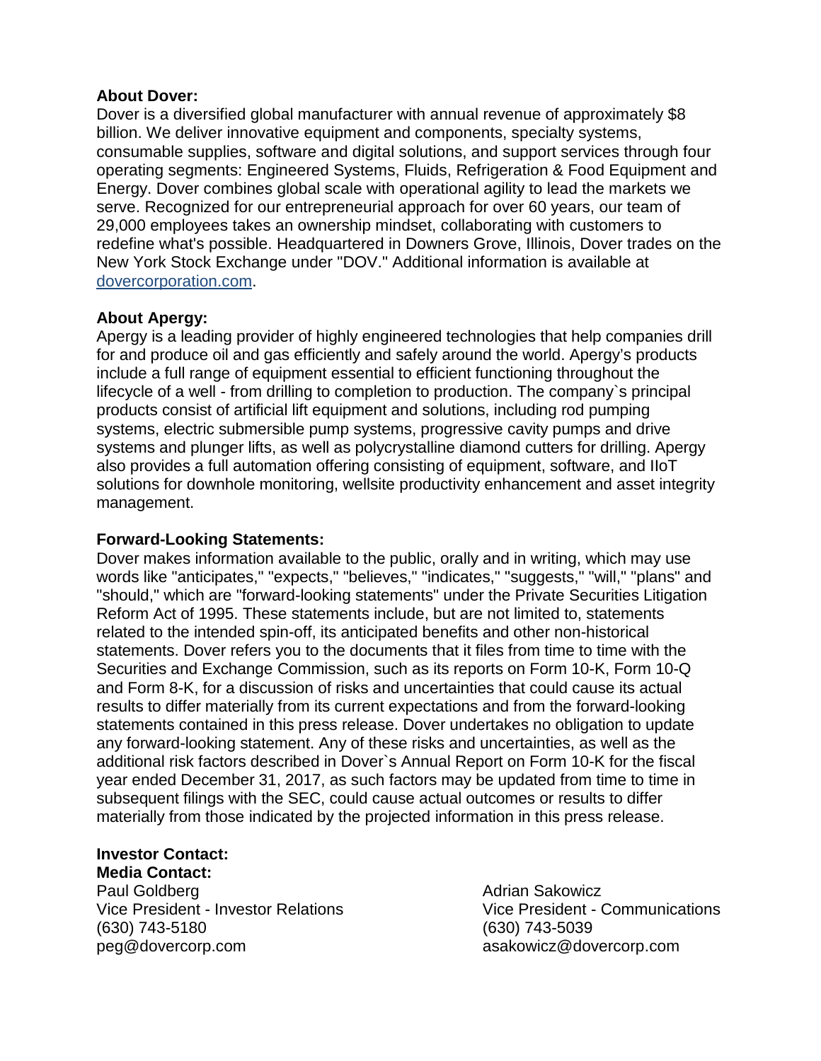**About Dover:**
Dover is a diversified global manufacturer with annual revenue of approximately $8 billion. We deliver innovative equipment and components, specialty systems, consumable supplies, software and digital solutions, and support services through four operating segments: Engineered Systems, Fluids, Refrigeration & Food Equipment and Energy. Dover combines global scale with operational agility to lead the markets we serve. Recognized for our entrepreneurial approach for over 60 years, our team of 29,000 employees takes an ownership mindset, collaborating with customers to redefine what's possible. Headquartered in Downers Grove, Illinois, Dover trades on the New York Stock Exchange under "DOV." Additional information is available at dovercorporation.com.

**About Apergy:**
Apergy is a leading provider of highly engineered technologies that help companies drill for and produce oil and gas efficiently and safely around the world. Apergy's products include a full range of equipment essential to efficient functioning throughout the lifecycle of a well - from drilling to completion to production. The company`s principal products consist of artificial lift equipment and solutions, including rod pumping systems, electric submersible pump systems, progressive cavity pumps and drive systems and plunger lifts, as well as polycrystalline diamond cutters for drilling. Apergy also provides a full automation offering consisting of equipment, software, and IIoT solutions for downhole monitoring, wellsite productivity enhancement and asset integrity management.

**Forward-Looking Statements:**
Dover makes information available to the public, orally and in writing, which may use words like "anticipates," "expects," "believes," "indicates," "suggests," "will," "plans" and "should," which are "forward-looking statements" under the Private Securities Litigation Reform Act of 1995. These statements include, but are not limited to, statements related to the intended spin-off, its anticipated benefits and other non-historical statements. Dover refers you to the documents that it files from time to time with the Securities and Exchange Commission, such as its reports on Form 10-K, Form 10-Q and Form 8-K, for a discussion of risks and uncertainties that could cause its actual results to differ materially from its current expectations and from the forward-looking statements contained in this press release. Dover undertakes no obligation to update any forward-looking statement. Any of these risks and uncertainties, as well as the additional risk factors described in Dover`s Annual Report on Form 10-K for the fiscal year ended December 31, 2017, as such factors may be updated from time to time in subsequent filings with the SEC, could cause actual outcomes or results to differ materially from those indicated by the projected information in this press release.

**Investor Contact:**
Paul Goldberg
Vice President - Investor Relations
(630) 743-5180
peg@dovercorp.com

**Media Contact:**
Adrian Sakowicz
Vice President - Communications
(630) 743-5039
asakowicz@dovercorp.com